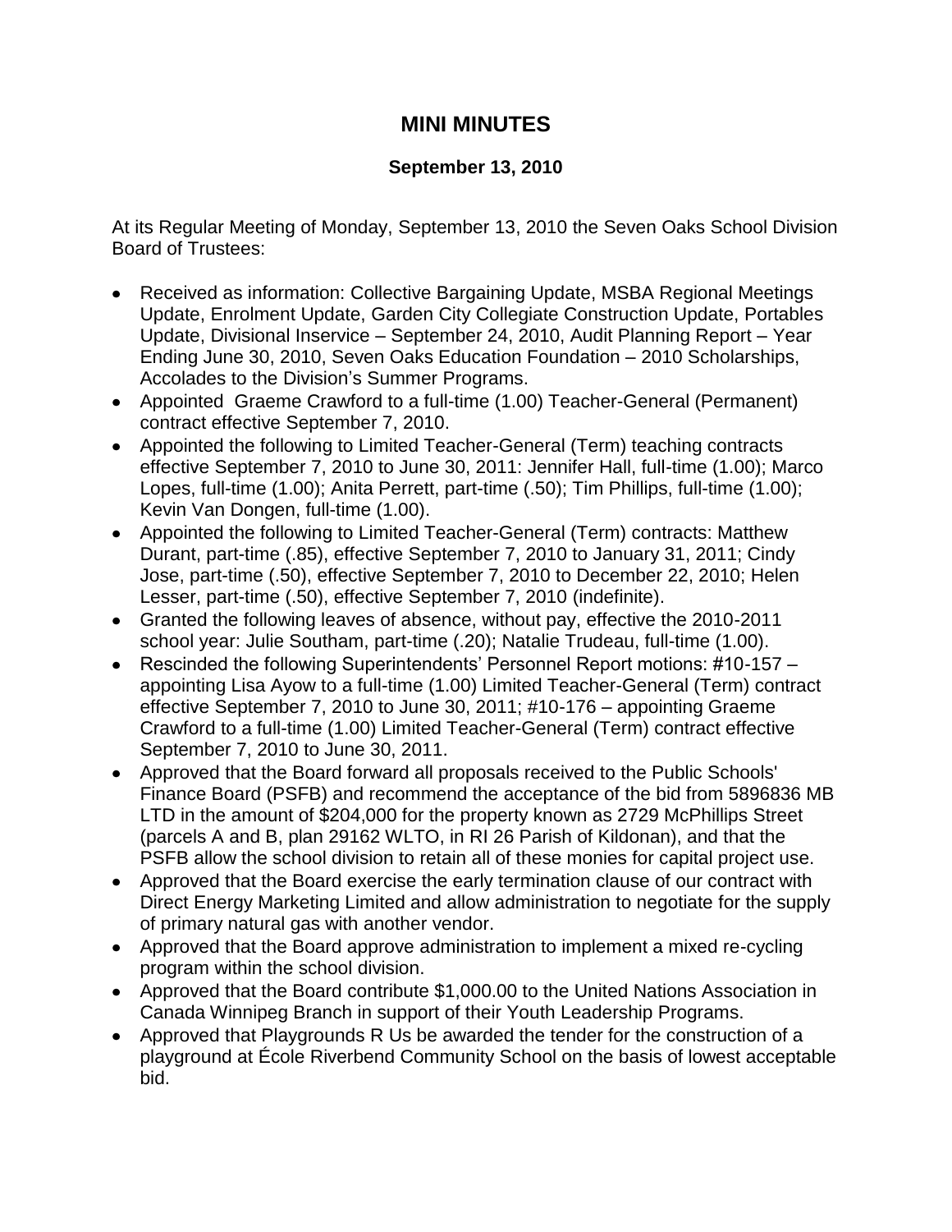# MINI MINUTES

**September 13, 2010**

At its Regular Meeting of Monday, September 13, 2010 the Seven Oaks School Division Board of Trustees:

- Received as information: Collective Bargaining Update, MSBA Regional Meetings Update, Enrolment Update, Garden City Collegiate Construction Update, Portables Update, Divisional Inservice – September 24, 2010, Audit Planning Report – Year Ending June 30, 2010, Seven Oaks Education Foundation – 2010 Scholarships, Accolades to the Division's Summer Programs.
- Appointed Graeme Crawford to a full-time (1.00) Teacher-General (Permanent) contract effective September 7, 2010.
- Appointed the following to Limited Teacher-General (Term) teaching contracts effective September 7, 2010 to June 30, 2011: Jennifer Hall, full-time (1.00); Marco Lopes, full-time (1.00); Anita Perrett, part-time (.50); Tim Phillips, full-time (1.00); Kevin Van Dongen, full-time (1.00).
- Appointed the following to Limited Teacher-General (Term) contracts: Matthew Durant, part-time (.85), effective September 7, 2010 to January 31, 2011; Cindy Jose, part-time (.50), effective September 7, 2010 to December 22, 2010; Helen Lesser, part-time (.50), effective September 7, 2010 (indefinite).
- Granted the following leaves of absence, without pay, effective the 2010-2011 school year: Julie Southam, part-time (.20); Natalie Trudeau, full-time (1.00).
- Rescinded the following Superintendents' Personnel Report motions: #10-157 – appointing Lisa Ayow to a full-time (1.00) Limited Teacher-General (Term) contract effective September 7, 2010 to June 30, 2011; #10-176 – appointing Graeme Crawford to a full-time (1.00) Limited Teacher-General (Term) contract effective September 7, 2010 to June 30, 2011.
- Approved that the Board forward all proposals received to the Public Schools' Finance Board (PSFB) and recommend the acceptance of the bid from 5896836 MB LTD in the amount of $204,000 for the property known as 2729 McPhillips Street (parcels A and B, plan 29162 WLTO, in RI 26 Parish of Kildonan), and that the PSFB allow the school division to retain all of these monies for capital project use.
- Approved that the Board exercise the early termination clause of our contract with Direct Energy Marketing Limited and allow administration to negotiate for the supply of primary natural gas with another vendor.
- Approved that the Board approve administration to implement a mixed re-cycling program within the school division.
- Approved that the Board contribute $1,000.00 to the United Nations Association in Canada Winnipeg Branch in support of their Youth Leadership Programs.
- Approved that Playgrounds R Us be awarded the tender for the construction of a playground at École Riverbend Community School on the basis of lowest acceptable bid.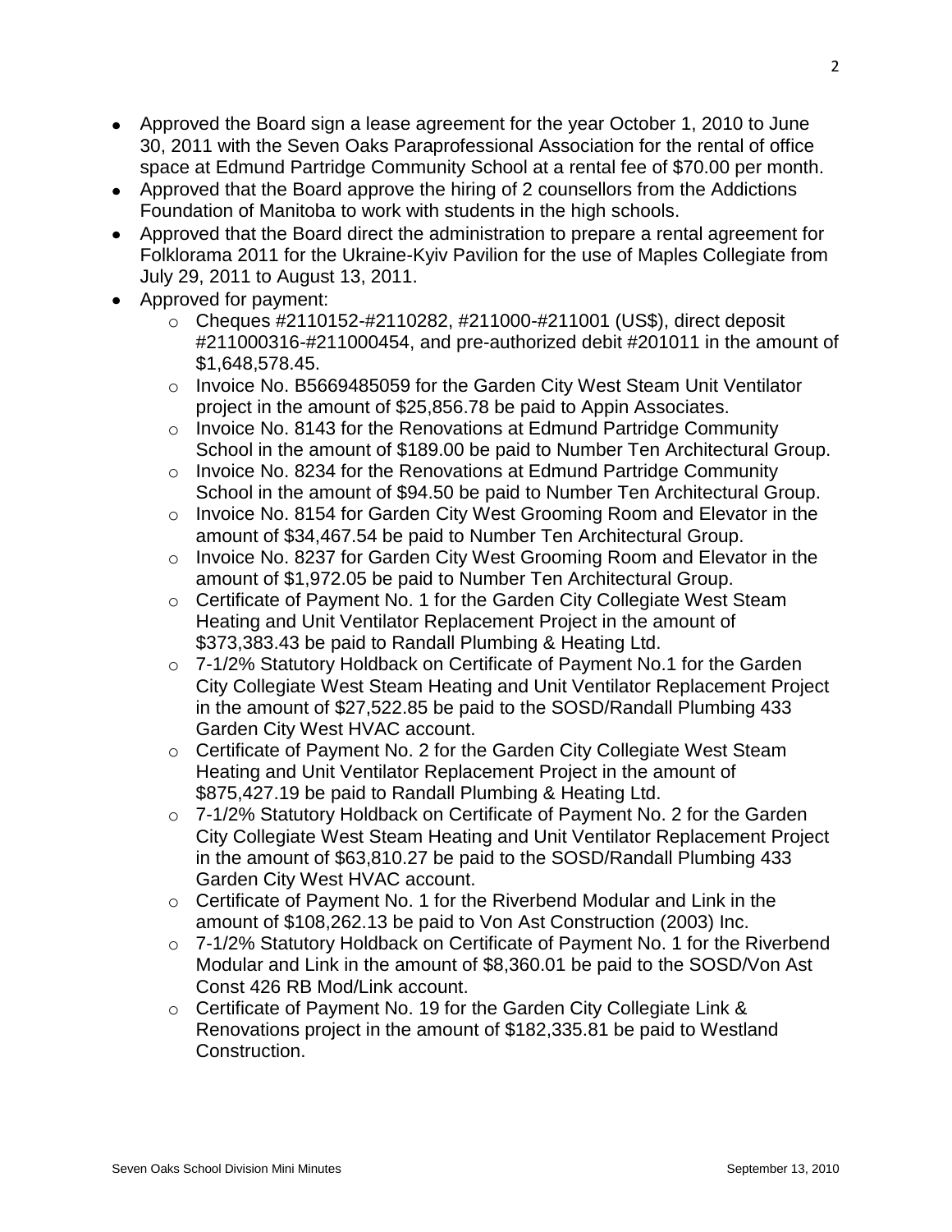- Approved the Board sign a lease agreement for the year October 1, 2010 to June 30, 2011 with the Seven Oaks Paraprofessional Association for the rental of office space at Edmund Partridge Community School at a rental fee of $70.00 per month.
- Approved that the Board approve the hiring of 2 counsellors from the Addictions Foundation of Manitoba to work with students in the high schools.
- Approved that the Board direct the administration to prepare a rental agreement for Folklorama 2011 for the Ukraine-Kyiv Pavilion for the use of Maples Collegiate from July 29, 2011 to August 13, 2011.
- Approved for payment:
  - Cheques #2110152-#2110282, #211000-#211001 (US$), direct deposit #211000316-#211000454, and pre-authorized debit #201011 in the amount of $1,648,578.45.
  - Invoice No. B5669485059 for the Garden City West Steam Unit Ventilator project in the amount of $25,856.78 be paid to Appin Associates.
  - Invoice No. 8143 for the Renovations at Edmund Partridge Community School in the amount of $189.00 be paid to Number Ten Architectural Group.
  - Invoice No. 8234 for the Renovations at Edmund Partridge Community School in the amount of $94.50 be paid to Number Ten Architectural Group.
  - Invoice No. 8154 for Garden City West Grooming Room and Elevator in the amount of $34,467.54 be paid to Number Ten Architectural Group.
  - Invoice No. 8237 for Garden City West Grooming Room and Elevator in the amount of $1,972.05 be paid to Number Ten Architectural Group.
  - Certificate of Payment No. 1 for the Garden City Collegiate West Steam Heating and Unit Ventilator Replacement Project in the amount of $373,383.43 be paid to Randall Plumbing & Heating Ltd.
  - 7-1/2% Statutory Holdback on Certificate of Payment No.1 for the Garden City Collegiate West Steam Heating and Unit Ventilator Replacement Project in the amount of $27,522.85 be paid to the SOSD/Randall Plumbing 433 Garden City West HVAC account.
  - Certificate of Payment No. 2 for the Garden City Collegiate West Steam Heating and Unit Ventilator Replacement Project in the amount of $875,427.19 be paid to Randall Plumbing & Heating Ltd.
  - 7-1/2% Statutory Holdback on Certificate of Payment No. 2 for the Garden City Collegiate West Steam Heating and Unit Ventilator Replacement Project in the amount of $63,810.27 be paid to the SOSD/Randall Plumbing 433 Garden City West HVAC account.
  - Certificate of Payment No. 1 for the Riverbend Modular and Link in the amount of $108,262.13 be paid to Von Ast Construction (2003) Inc.
  - 7-1/2% Statutory Holdback on Certificate of Payment No. 1 for the Riverbend Modular and Link in the amount of $8,360.01 be paid to the SOSD/Von Ast Const 426 RB Mod/Link account.
  - Certificate of Payment No. 19 for the Garden City Collegiate Link & Renovations project in the amount of $182,335.81 be paid to Westland Construction.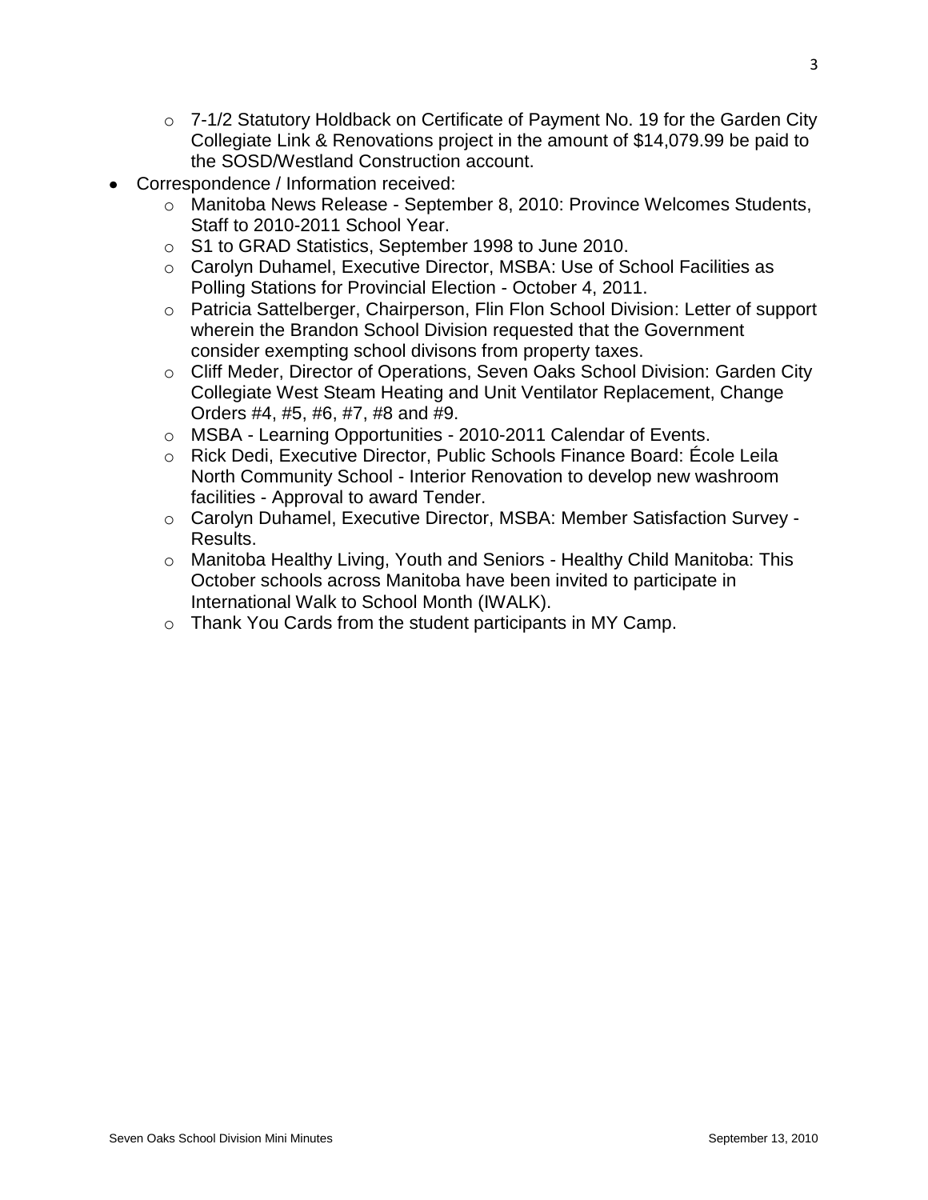- 7-1/2 Statutory Holdback on Certificate of Payment No. 19 for the Garden City Collegiate Link & Renovations project in the amount of $14,079.99 be paid to the SOSD/Westland Construction account.
- Correspondence / Information received:
  - Manitoba News Release - September 8, 2010: Province Welcomes Students, Staff to 2010-2011 School Year.
  - S1 to GRAD Statistics, September 1998 to June 2010.
  - Carolyn Duhamel, Executive Director, MSBA: Use of School Facilities as Polling Stations for Provincial Election - October 4, 2011.
  - Patricia Sattelberger, Chairperson, Flin Flon School Division: Letter of support wherein the Brandon School Division requested that the Government consider exempting school divisons from property taxes.
  - Cliff Meder, Director of Operations, Seven Oaks School Division: Garden City Collegiate West Steam Heating and Unit Ventilator Replacement, Change Orders #4, #5, #6, #7, #8 and #9.
  - MSBA - Learning Opportunities - 2010-2011 Calendar of Events.
  - Rick Dedi, Executive Director, Public Schools Finance Board: École Leila North Community School - Interior Renovation to develop new washroom facilities - Approval to award Tender.
  - Carolyn Duhamel, Executive Director, MSBA: Member Satisfaction Survey - Results.
  - Manitoba Healthy Living, Youth and Seniors - Healthy Child Manitoba: This October schools across Manitoba have been invited to participate in International Walk to School Month (IWALK).
  - Thank You Cards from the student participants in MY Camp.